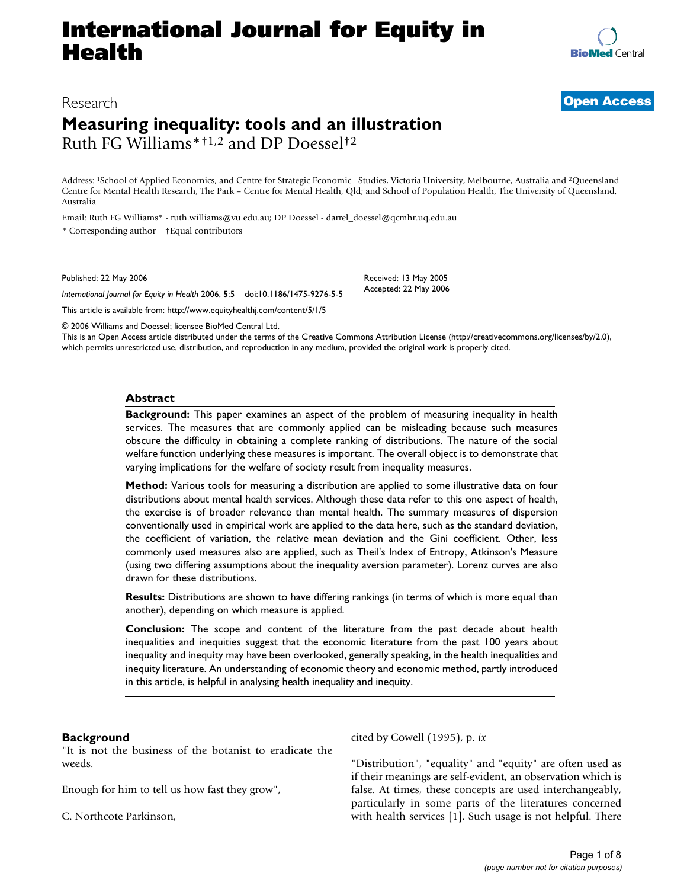# International Journal for Equity in Health

Research

**Open Access**

## Measuring inequality: tools and an illustration

Ruth FG Williams*[†1,2] and DP Doessel[†2]

Address: [1]School of Applied Economics, and Centre for Strategic Economic Studies, Victoria University, Melbourne, Australia and [2]Queensland Centre for Mental Health Research, The Park – Centre for Mental Health, Qld; and School of Population Health, The University of Queensland, Australia

Email: Ruth FG Williams* - ruth.williams@vu.edu.au; DP Doessel - darrel_doessel@qcmhr.uq.edu.au

\* Corresponding author †Equal contributors

Published: 22 May 2006

*International Journal for Equity in Health* 2006, **5**:5 doi:10.1186/1475-9276-5-5

Received: 13 May 2005
Accepted: 22 May 2006

This article is available from: http://www.equityhealthj.com/content/5/1/5

© 2006 Williams and Doessel; licensee BioMed Central Ltd.
This is an Open Access article distributed under the terms of the Creative Commons Attribution License (http://creativecommons.org/licenses/by/2.0), which permits unrestricted use, distribution, and reproduction in any medium, provided the original work is properly cited.

### Abstract

**Background:** This paper examines an aspect of the problem of measuring inequality in health services. The measures that are commonly applied can be misleading because such measures obscure the difficulty in obtaining a complete ranking of distributions. The nature of the social welfare function underlying these measures is important. The overall object is to demonstrate that varying implications for the welfare of society result from inequality measures.

**Method:** Various tools for measuring a distribution are applied to some illustrative data on four distributions about mental health services. Although these data refer to this one aspect of health, the exercise is of broader relevance than mental health. The summary measures of dispersion conventionally used in empirical work are applied to the data here, such as the standard deviation, the coefficient of variation, the relative mean deviation and the Gini coefficient. Other, less commonly used measures also are applied, such as Theil's Index of Entropy, Atkinson's Measure (using two differing assumptions about the inequality aversion parameter). Lorenz curves are also drawn for these distributions.

**Results:** Distributions are shown to have differing rankings (in terms of which is more equal than another), depending on which measure is applied.

**Conclusion:** The scope and content of the literature from the past decade about health inequalities and inequities suggest that the economic literature from the past 100 years about inequality and inequity may have been overlooked, generally speaking, in the health inequalities and inequity literature. An understanding of economic theory and economic method, partly introduced in this article, is helpful in analysing health inequality and inequity.

### Background

"It is not the business of the botanist to eradicate the weeds.

Enough for him to tell us how fast they grow",

C. Northcote Parkinson,

cited by Cowell (1995), p. *ix*

"Distribution", "equality" and "equity" are often used as if their meanings are self-evident, an observation which is false. At times, these concepts are used interchangeably, particularly in some parts of the literatures concerned with health services [1]. Such usage is not helpful. There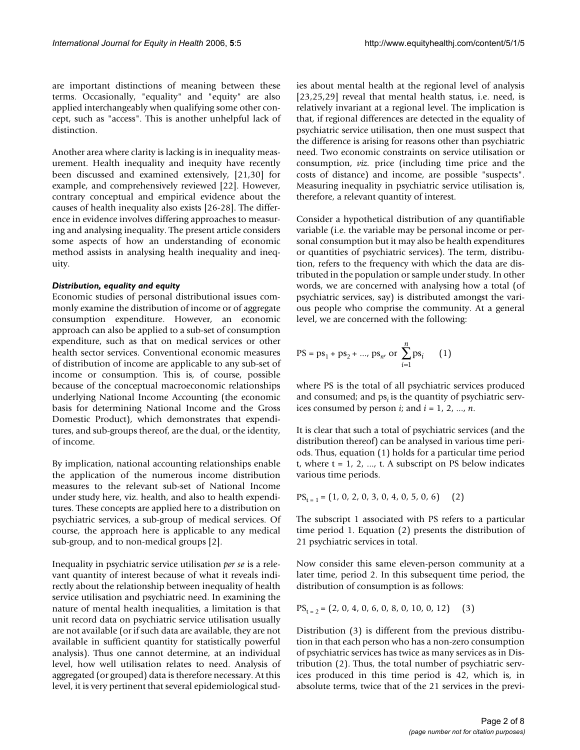are important distinctions of meaning between these terms. Occasionally, "equality" and "equity" are also applied interchangeably when qualifying some other concept, such as "access". This is another unhelpful lack of distinction.

Another area where clarity is lacking is in inequality measurement. Health inequality and inequity have recently been discussed and examined extensively, [21,30] for example, and comprehensively reviewed [22]. However, contrary conceptual and empirical evidence about the causes of health inequality also exists [26-28]. The difference in evidence involves differing approaches to measuring and analysing inequality. The present article considers some aspects of how an understanding of economic method assists in analysing health inequality and inequity.

#### *Distribution, equality and equity*

Economic studies of personal distributional issues commonly examine the distribution of income or of aggregate consumption expenditure. However, an economic approach can also be applied to a sub-set of consumption expenditure, such as that on medical services or other health sector services. Conventional economic measures of distribution of income are applicable to any sub-set of income or consumption. This is, of course, possible because of the conceptual macroeconomic relationships underlying National Income Accounting (the economic basis for determining National Income and the Gross Domestic Product), which demonstrates that expenditures, and sub-groups thereof, are the dual, or the identity, of income.

By implication, national accounting relationships enable the application of the numerous income distribution measures to the relevant sub-set of National Income under study here, viz. health, and also to health expenditures. These concepts are applied here to a distribution on psychiatric services, a sub-group of medical services. Of course, the approach here is applicable to any medical sub-group, and to non-medical groups [2].

Inequality in psychiatric service utilisation *per se* is a relevant quantity of interest because of what it reveals indirectly about the relationship between inequality of health service utilisation and psychiatric need. In examining the nature of mental health inequalities, a limitation is that unit record data on psychiatric service utilisation usually are not available (or if such data are available, they are not available in sufficient quantity for statistically powerful analysis). Thus one cannot determine, at an individual level, how well utilisation relates to need. Analysis of aggregated (or grouped) data is therefore necessary. At this level, it is very pertinent that several epidemiological studies about mental health at the regional level of analysis [23,25,29] reveal that mental health status, i.e. need, is relatively invariant at a regional level. The implication is that, if regional differences are detected in the equality of psychiatric service utilisation, then one must suspect that the difference is arising for reasons other than psychiatric need. Two economic constraints on service utilisation or consumption, *viz.* price (including time price and the costs of distance) and income, are possible "suspects". Measuring inequality in psychiatric service utilisation is, therefore, a relevant quantity of interest.

Consider a hypothetical distribution of any quantifiable variable (i.e. the variable may be personal income or personal consumption but it may also be health expenditures or quantities of psychiatric services). The term, distribution, refers to the frequency with which the data are distributed in the population or sample under study. In other words, we are concerned with analysing how a total (of psychiatric services, say) is distributed amongst the various people who comprise the community. At a general level, we are concerned with the following:

$$\mathrm{PS} = \mathrm{ps}_1 + \mathrm{ps}_2 + \ldots, \mathrm{ps}_n, \text{ or } \sum_{i=1}^{n} \mathrm{ps}_i \qquad (1)$$

where PS is the total of all psychiatric services produced and consumed; and $\mathrm{ps}_i$ is the quantity of psychiatric services consumed by person $i$; and $i = 1, 2, \ldots, n$.

It is clear that such a total of psychiatric services (and the distribution thereof) can be analysed in various time periods. Thus, equation (1) holds for a particular time period t, where t = 1, 2, ..., t. A subscript on PS below indicates various time periods.

$$\mathrm{PS}_{t=1} = (1, 0, 2, 0, 3, 0, 4, 0, 5, 0, 6) \qquad (2)$$

The subscript 1 associated with PS refers to a particular time period 1. Equation (2) presents the distribution of 21 psychiatric services in total.

Now consider this same eleven-person community at a later time, period 2. In this subsequent time period, the distribution of consumption is as follows:

$$\mathrm{PS}_{t=2} = (2, 0, 4, 0, 6, 0, 8, 0, 10, 0, 12) \qquad (3)$$

Distribution (3) is different from the previous distribution in that each person who has a non-zero consumption of psychiatric services has twice as many services as in Distribution (2). Thus, the total number of psychiatric services produced in this time period is 42, which is, in absolute terms, twice that of the 21 services in the previ-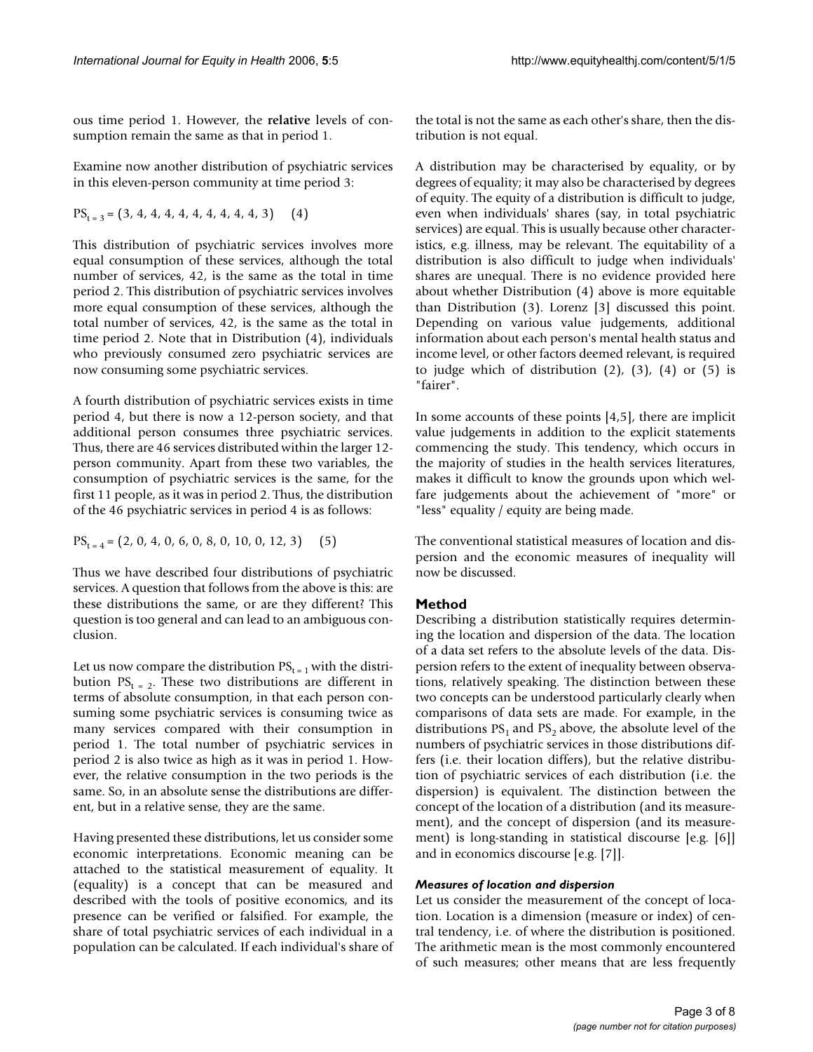ous time period 1. However, the **relative** levels of consumption remain the same as that in period 1.

Examine now another distribution of psychiatric services in this eleven-person community at time period 3:

$$PS_{t=3} = (3, 4, 4, 4, 4, 4, 4, 4, 4, 4, 3) \quad (4)$$

This distribution of psychiatric services involves more equal consumption of these services, although the total number of services, 42, is the same as the total in time period 2. This distribution of psychiatric services involves more equal consumption of these services, although the total number of services, 42, is the same as the total in time period 2. Note that in Distribution (4), individuals who previously consumed zero psychiatric services are now consuming some psychiatric services.

A fourth distribution of psychiatric services exists in time period 4, but there is now a 12-person society, and that additional person consumes three psychiatric services. Thus, there are 46 services distributed within the larger 12-person community. Apart from these two variables, the consumption of psychiatric services is the same, for the first 11 people, as it was in period 2. Thus, the distribution of the 46 psychiatric services in period 4 is as follows:

$$PS_{t=4} = (2, 0, 4, 0, 6, 0, 8, 0, 10, 0, 12, 3) \quad (5)$$

Thus we have described four distributions of psychiatric services. A question that follows from the above is this: are these distributions the same, or are they different? This question is too general and can lead to an ambiguous conclusion.

Let us now compare the distribution $PS_{t=1}$ with the distribution $PS_{t=2}$. These two distributions are different in terms of absolute consumption, in that each person consuming some psychiatric services is consuming twice as many services compared with their consumption in period 1. The total number of psychiatric services in period 2 is also twice as high as it was in period 1. However, the relative consumption in the two periods is the same. So, in an absolute sense the distributions are different, but in a relative sense, they are the same.

Having presented these distributions, let us consider some economic interpretations. Economic meaning can be attached to the statistical measurement of equality. It (equality) is a concept that can be measured and described with the tools of positive economics, and its presence can be verified or falsified. For example, the share of total psychiatric services of each individual in a population can be calculated. If each individual's share of the total is not the same as each other's share, then the distribution is not equal.

A distribution may be characterised by equality, or by degrees of equality; it may also be characterised by degrees of equity. The equity of a distribution is difficult to judge, even when individuals' shares (say, in total psychiatric services) are equal. This is usually because other characteristics, e.g. illness, may be relevant. The equitability of a distribution is also difficult to judge when individuals' shares are unequal. There is no evidence provided here about whether Distribution (4) above is more equitable than Distribution (3). Lorenz [3] discussed this point. Depending on various value judgements, additional information about each person's mental health status and income level, or other factors deemed relevant, is required to judge which of distribution (2), (3), (4) or (5) is "fairer".

In some accounts of these points [4,5], there are implicit value judgements in addition to the explicit statements commencing the study. This tendency, which occurs in the majority of studies in the health services literatures, makes it difficult to know the grounds upon which welfare judgements about the achievement of "more" or "less" equality / equity are being made.

The conventional statistical measures of location and dispersion and the economic measures of inequality will now be discussed.

## Method

Describing a distribution statistically requires determining the location and dispersion of the data. The location of a data set refers to the absolute levels of the data. Dispersion refers to the extent of inequality between observations, relatively speaking. The distinction between these two concepts can be understood particularly clearly when comparisons of data sets are made. For example, in the distributions $PS_1$ and $PS_2$ above, the absolute level of the numbers of psychiatric services in those distributions differs (i.e. their location differs), but the relative distribution of psychiatric services of each distribution (i.e. the dispersion) is equivalent. The distinction between the concept of the location of a distribution (and its measurement), and the concept of dispersion (and its measurement) is long-standing in statistical discourse [e.g. [6]] and in economics discourse [e.g. [7]].

### *Measures of location and dispersion*

Let us consider the measurement of the concept of location. Location is a dimension (measure or index) of central tendency, i.e. of where the distribution is positioned. The arithmetic mean is the most commonly encountered of such measures; other means that are less frequently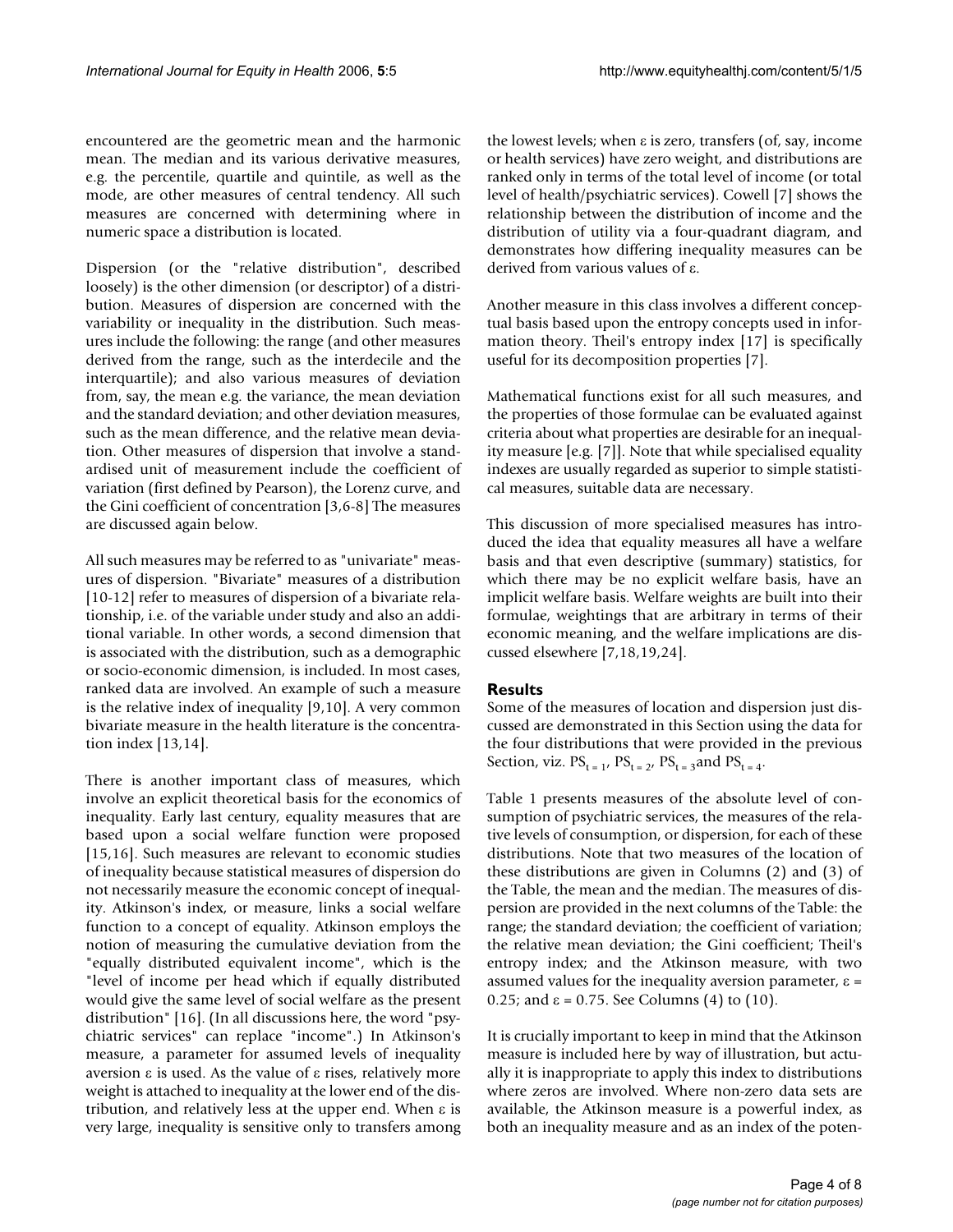encountered are the geometric mean and the harmonic mean. The median and its various derivative measures, e.g. the percentile, quartile and quintile, as well as the mode, are other measures of central tendency. All such measures are concerned with determining where in numeric space a distribution is located.

Dispersion (or the "relative distribution", described loosely) is the other dimension (or descriptor) of a distribution. Measures of dispersion are concerned with the variability or inequality in the distribution. Such measures include the following: the range (and other measures derived from the range, such as the interdecile and the interquartile); and also various measures of deviation from, say, the mean e.g. the variance, the mean deviation and the standard deviation; and other deviation measures, such as the mean difference, and the relative mean deviation. Other measures of dispersion that involve a standardised unit of measurement include the coefficient of variation (first defined by Pearson), the Lorenz curve, and the Gini coefficient of concentration [3,6-8] The measures are discussed again below.

All such measures may be referred to as "univariate" measures of dispersion. "Bivariate" measures of a distribution [10-12] refer to measures of dispersion of a bivariate relationship, i.e. of the variable under study and also an additional variable. In other words, a second dimension that is associated with the distribution, such as a demographic or socio-economic dimension, is included. In most cases, ranked data are involved. An example of such a measure is the relative index of inequality [9,10]. A very common bivariate measure in the health literature is the concentration index [13,14].

There is another important class of measures, which involve an explicit theoretical basis for the economics of inequality. Early last century, equality measures that are based upon a social welfare function were proposed [15,16]. Such measures are relevant to economic studies of inequality because statistical measures of dispersion do not necessarily measure the economic concept of inequality. Atkinson's index, or measure, links a social welfare function to a concept of equality. Atkinson employs the notion of measuring the cumulative deviation from the "equally distributed equivalent income", which is the "level of income per head which if equally distributed would give the same level of social welfare as the present distribution" [16]. (In all discussions here, the word "psychiatric services" can replace "income".) In Atkinson's measure, a parameter for assumed levels of inequality aversion $\varepsilon$ is used. As the value of $\varepsilon$ rises, relatively more weight is attached to inequality at the lower end of the distribution, and relatively less at the upper end. When $\varepsilon$ is very large, inequality is sensitive only to transfers among the lowest levels; when $\varepsilon$ is zero, transfers (of, say, income or health services) have zero weight, and distributions are ranked only in terms of the total level of income (or total level of health/psychiatric services). Cowell [7] shows the relationship between the distribution of income and the distribution of utility via a four-quadrant diagram, and demonstrates how differing inequality measures can be derived from various values of $\varepsilon$.

Another measure in this class involves a different conceptual basis based upon the entropy concepts used in information theory. Theil's entropy index [17] is specifically useful for its decomposition properties [7].

Mathematical functions exist for all such measures, and the properties of those formulae can be evaluated against criteria about what properties are desirable for an inequality measure [e.g. [7]]. Note that while specialised equality indexes are usually regarded as superior to simple statistical measures, suitable data are necessary.

This discussion of more specialised measures has introduced the idea that equality measures all have a welfare basis and that even descriptive (summary) statistics, for which there may be no explicit welfare basis, have an implicit welfare basis. Welfare weights are built into their formulae, weightings that are arbitrary in terms of their economic meaning, and the welfare implications are discussed elsewhere [7,18,19,24].

## Results

Some of the measures of location and dispersion just discussed are demonstrated in this Section using the data for the four distributions that were provided in the previous Section, viz. $PS_{t=1}$, $PS_{t=2}$, $PS_{t=3}$ and $PS_{t=4}$.

Table 1 presents measures of the absolute level of consumption of psychiatric services, the measures of the relative levels of consumption, or dispersion, for each of these distributions. Note that two measures of the location of these distributions are given in Columns (2) and (3) of the Table, the mean and the median. The measures of dispersion are provided in the next columns of the Table: the range; the standard deviation; the coefficient of variation; the relative mean deviation; the Gini coefficient; Theil's entropy index; and the Atkinson measure, with two assumed values for the inequality aversion parameter, $\varepsilon$ = 0.25; and $\varepsilon$ = 0.75. See Columns (4) to (10).

It is crucially important to keep in mind that the Atkinson measure is included here by way of illustration, but actually it is inappropriate to apply this index to distributions where zeros are involved. Where non-zero data sets are available, the Atkinson measure is a powerful index, as both an inequality measure and as an index of the poten-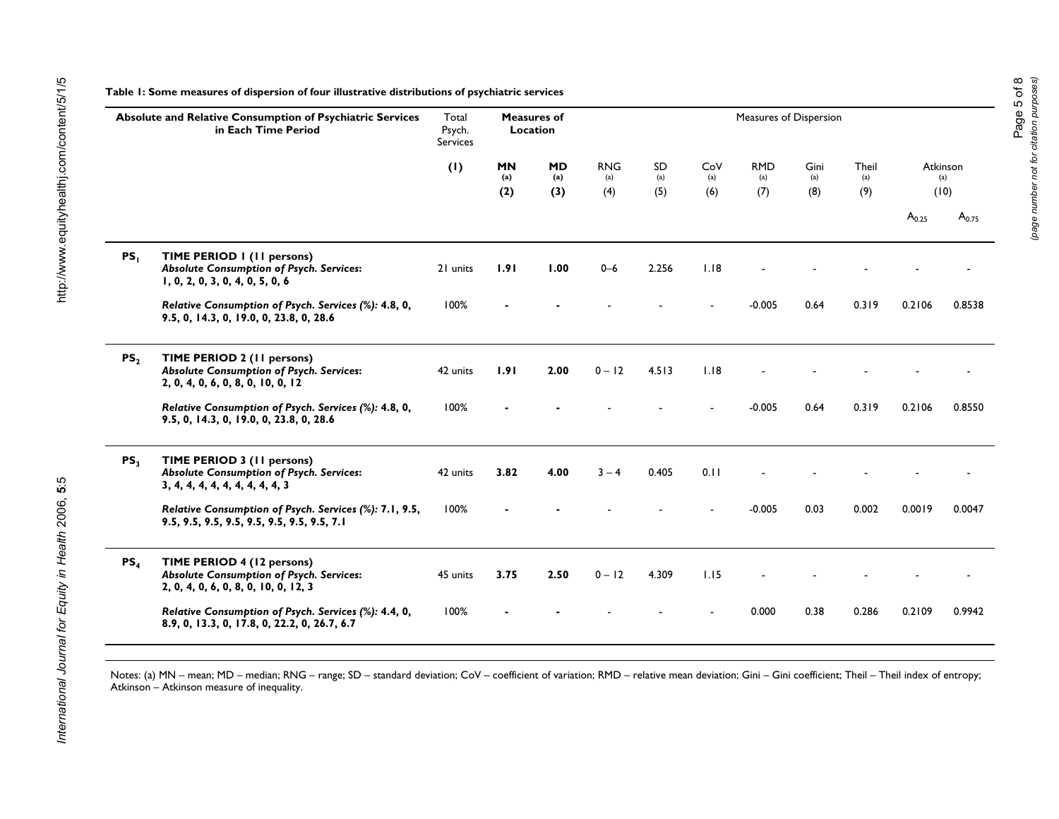**Table 1: Some measures of dispersion of four illustrative distributions of psychiatric services**

| | Absolute and Relative Consumption of Psychiatric Services in Each Time Period | Total Psych. Services | Measures of Location | | Measures of Dispersion | | | | | | | |
|---|---|---|---|---|---|---|---|---|---|---|---|---|
| | | (1) | **MN** (a) **(2)** | **MD** (a) **(3)** | RNG (a) (4) | SD (a) (5) | CoV (a) (6) | RMD (a) (7) | Gini (a) (8) | Theil (a) (9) | Atkinson (a) (10) $A_{0.25}$ | $A_{0.75}$ |
| **$PS_1$** | **TIME PERIOD 1 (11 persons)** ***Absolute Consumption of Psych. Services*: 1, 0, 2, 0, 3, 0, 4, 0, 5, 0, 6** | 21 units | **1.91** | **1.00** | 0–6 | 2.256 | 1.18 | - | - | - | - | - |
| | ***Relative Consumption of Psych. Services (%):* 4.8, 0, 9.5, 0, 14.3, 0, 19.0, 0, 23.8, 0, 28.6** | 100% | - | - | - | - | - | -0.005 | 0.64 | 0.319 | 0.2106 | 0.8538 |
| **$PS_2$** | **TIME PERIOD 2 (11 persons)** ***Absolute Consumption of Psych. Services*: 2, 0, 4, 0, 6, 0, 8, 0, 10, 0, 12** | 42 units | **1.91** | **2.00** | 0 – 12 | 4.513 | 1.18 | - | - | - | - | - |
| | ***Relative Consumption of Psych. Services (%):* 4.8, 0, 9.5, 0, 14.3, 0, 19.0, 0, 23.8, 0, 28.6** | 100% | - | - | - | - | - | -0.005 | 0.64 | 0.319 | 0.2106 | 0.8550 |
| **$PS_3$** | **TIME PERIOD 3 (11 persons)** ***Absolute Consumption of Psych. Services*: 3, 4, 4, 4, 4, 4, 4, 4, 4, 4, 3** | 42 units | **3.82** | **4.00** | 3 – 4 | 0.405 | 0.11 | - | - | - | - | - |
| | ***Relative Consumption of Psych. Services (%):* 7.1, 9.5, 9.5, 9.5, 9.5, 9.5, 9.5, 9.5, 9.5, 9.5, 7.1** | 100% | - | - | - | - | - | -0.005 | 0.03 | 0.002 | 0.0019 | 0.0047 |
| **$PS_4$** | **TIME PERIOD 4 (12 persons)** ***Absolute Consumption of Psych. Services*: 2, 0, 4, 0, 6, 0, 8, 0, 10, 0, 12, 3** | 45 units | **3.75** | **2.50** | 0 – 12 | 4.309 | 1.15 | - | - | - | - | - |
| | ***Relative Consumption of Psych. Services (%):* 4.4, 0, 8.9, 0, 13.3, 0, 17.8, 0, 22.2, 0, 26.7, 6.7** | 100% | - | - | - | - | - | 0.000 | 0.38 | 0.286 | 0.2109 | 0.9942 |

Notes: (a) MN – mean; MD – median; RNG – range; SD – standard deviation; CoV – coefficient of variation; RMD – relative mean deviation; Gini – Gini coefficient; Theil – Theil index of entropy; Atkinson – Atkinson measure of inequality.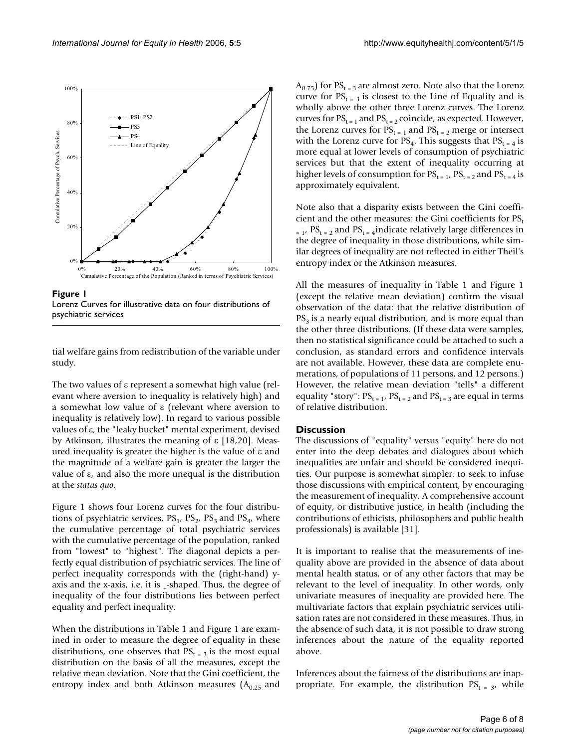**Figure 1**
Lorenz Curves for illustrative data on four distributions of psychiatric services

tial welfare gains from redistribution of the variable under study.

The two values of ε represent a somewhat high value (relevant where aversion to inequality is relatively high) and a somewhat low value of ε (relevant where aversion to inequality is relatively low). In regard to various possible values of ε, the "leaky bucket" mental experiment, devised by Atkinson, illustrates the meaning of ε [18,20]. Measured inequality is greater the higher is the value of ε and the magnitude of a welfare gain is greater the larger the value of ε, and also the more unequal is the distribution at the *status quo*.

Figure 1 shows four Lorenz curves for the four distributions of psychiatric services, $PS_1$, $PS_2$, $PS_3$ and $PS_4$, where the cumulative percentage of total psychiatric services with the cumulative percentage of the population, ranked from "lowest" to "highest". The diagonal depicts a perfectly equal distribution of psychiatric services. The line of perfect inequality corresponds with the (right-hand) y-axis and the x-axis, i.e. it is ⌟-shaped. Thus, the degree of inequality of the four distributions lies between perfect equality and perfect inequality.

When the distributions in Table 1 and Figure 1 are examined in order to measure the degree of equality in these distributions, one observes that $PS_{t=3}$ is the most equal distribution on the basis of all the measures, except the relative mean deviation. Note that the Gini coefficient, the entropy index and both Atkinson measures ($A_{0.25}$ and $A_{0.75}$) for $PS_{t=3}$ are almost zero. Note also that the Lorenz curve for $PS_{t=3}$ is closest to the Line of Equality and is wholly above the other three Lorenz curves. The Lorenz curves for $PS_{t=1}$ and $PS_{t=2}$ coincide, as expected. However, the Lorenz curves for $PS_{t=1}$ and $PS_{t=2}$ merge or intersect with the Lorenz curve for $PS_4$. This suggests that $PS_{t=4}$ is more equal at lower levels of consumption of psychiatric services but that the extent of inequality occurring at higher levels of consumption for $PS_{t=1}$, $PS_{t=2}$ and $PS_{t=4}$ is approximately equivalent.

Note also that a disparity exists between the Gini coefficient and the other measures: the Gini coefficients for $PS_{t=1}$, $PS_{t=2}$ and $PS_{t=4}$ indicate relatively large differences in the degree of inequality in those distributions, while similar degrees of inequality are not reflected in either Theil's entropy index or the Atkinson measures.

All the measures of inequality in Table 1 and Figure 1 (except the relative mean deviation) confirm the visual observation of the data: that the relative distribution of $PS_3$ is a nearly equal distribution, and is more equal than the other three distributions. (If these data were samples, then no statistical significance could be attached to such a conclusion, as standard errors and confidence intervals are not available. However, these data are complete enumerations, of populations of 11 persons, and 12 persons.) However, the relative mean deviation "tells" a different equality "story": $PS_{t=1}$, $PS_{t=2}$ and $PS_{t=3}$ are equal in terms of relative distribution.

## Discussion

The discussions of "equality" versus "equity" here do not enter into the deep debates and dialogues about which inequalities are unfair and should be considered inequities. Our purpose is somewhat simpler: to seek to infuse those discussions with empirical content, by encouraging the measurement of inequality. A comprehensive account of equity, or distributive justice, in health (including the contributions of ethicists, philosophers and public health professionals) is available [31].

It is important to realise that the measurements of inequality above are provided in the absence of data about mental health status, or of any other factors that may be relevant to the level of inequality. In other words, only univariate measures of inequality are provided here. The multivariate factors that explain psychiatric services utilisation rates are not considered in these measures. Thus, in the absence of such data, it is not possible to draw strong inferences about the nature of the equality reported above.

Inferences about the fairness of the distributions are inappropriate. For example, the distribution $PS_{t=3}$, while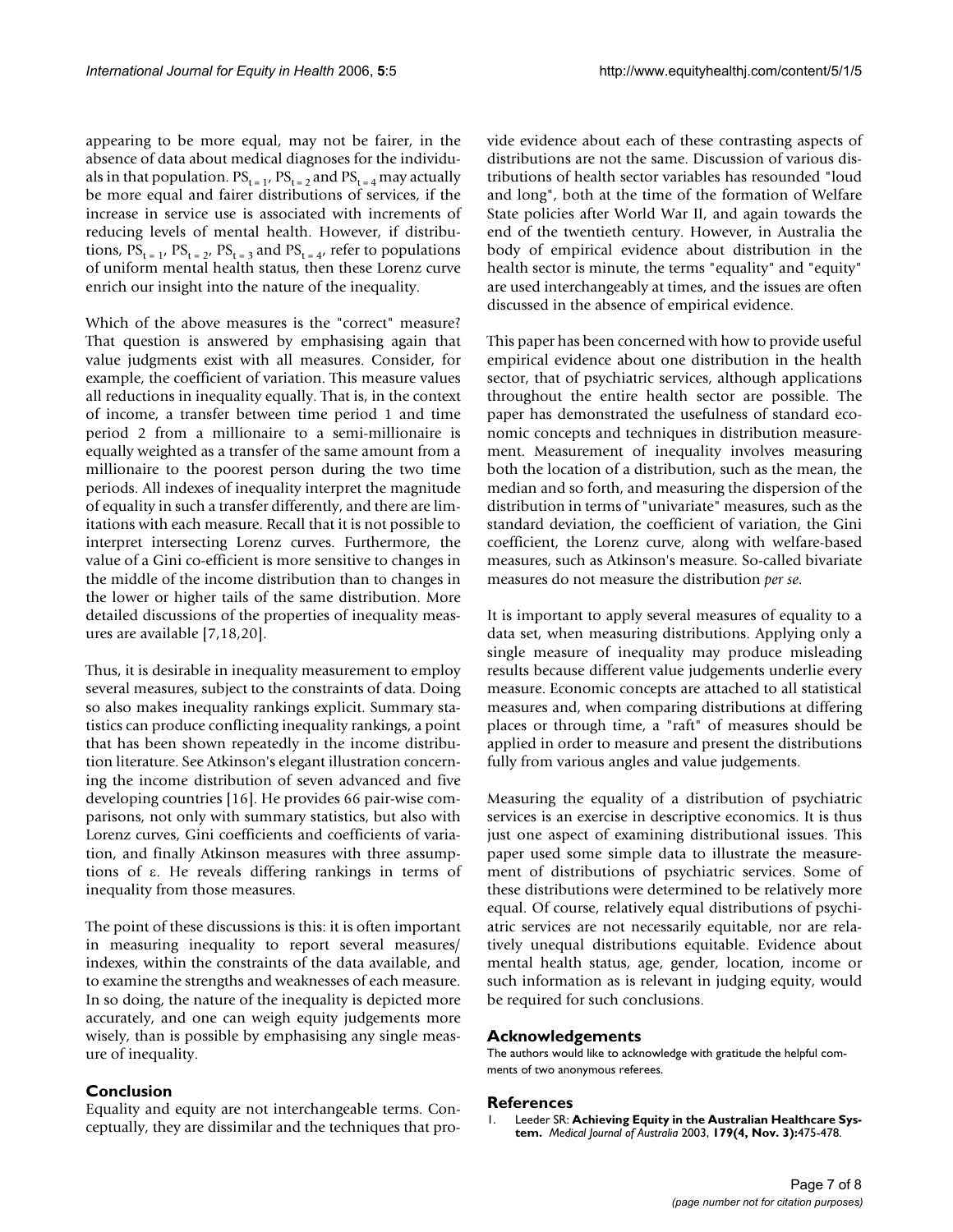appearing to be more equal, may not be fairer, in the absence of data about medical diagnoses for the individuals in that population. $PS_{t=1}$, $PS_{t=2}$ and $PS_{t=4}$ may actually be more equal and fairer distributions of services, if the increase in service use is associated with increments of reducing levels of mental health. However, if distributions, $PS_{t=1}$, $PS_{t=2}$, $PS_{t=3}$ and $PS_{t=4}$, refer to populations of uniform mental health status, then these Lorenz curve enrich our insight into the nature of the inequality.

Which of the above measures is the "correct" measure? That question is answered by emphasising again that value judgments exist with all measures. Consider, for example, the coefficient of variation. This measure values all reductions in inequality equally. That is, in the context of income, a transfer between time period 1 and time period 2 from a millionaire to a semi-millionaire is equally weighted as a transfer of the same amount from a millionaire to the poorest person during the two time periods. All indexes of inequality interpret the magnitude of equality in such a transfer differently, and there are limitations with each measure. Recall that it is not possible to interpret intersecting Lorenz curves. Furthermore, the value of a Gini co-efficient is more sensitive to changes in the middle of the income distribution than to changes in the lower or higher tails of the same distribution. More detailed discussions of the properties of inequality measures are available [7,18,20].

Thus, it is desirable in inequality measurement to employ several measures, subject to the constraints of data. Doing so also makes inequality rankings explicit. Summary statistics can produce conflicting inequality rankings, a point that has been shown repeatedly in the income distribution literature. See Atkinson's elegant illustration concerning the income distribution of seven advanced and five developing countries [16]. He provides 66 pair-wise comparisons, not only with summary statistics, but also with Lorenz curves, Gini coefficients and coefficients of variation, and finally Atkinson measures with three assumptions of $\varepsilon$. He reveals differing rankings in terms of inequality from those measures.

The point of these discussions is this: it is often important in measuring inequality to report several measures/indexes, within the constraints of the data available, and to examine the strengths and weaknesses of each measure. In so doing, the nature of the inequality is depicted more accurately, and one can weigh equity judgements more wisely, than is possible by emphasising any single measure of inequality.

## Conclusion

Equality and equity are not interchangeable terms. Conceptually, they are dissimilar and the techniques that provide evidence about each of these contrasting aspects of distributions are not the same. Discussion of various distributions of health sector variables has resounded "loud and long", both at the time of the formation of Welfare State policies after World War II, and again towards the end of the twentieth century. However, in Australia the body of empirical evidence about distribution in the health sector is minute, the terms "equality" and "equity" are used interchangeably at times, and the issues are often discussed in the absence of empirical evidence.

This paper has been concerned with how to provide useful empirical evidence about one distribution in the health sector, that of psychiatric services, although applications throughout the entire health sector are possible. The paper has demonstrated the usefulness of standard economic concepts and techniques in distribution measurement. Measurement of inequality involves measuring both the location of a distribution, such as the mean, the median and so forth, and measuring the dispersion of the distribution in terms of "univariate" measures, such as the standard deviation, the coefficient of variation, the Gini coefficient, the Lorenz curve, along with welfare-based measures, such as Atkinson's measure. So-called bivariate measures do not measure the distribution *per se*.

It is important to apply several measures of equality to a data set, when measuring distributions. Applying only a single measure of inequality may produce misleading results because different value judgements underlie every measure. Economic concepts are attached to all statistical measures and, when comparing distributions at differing places or through time, a "raft" of measures should be applied in order to measure and present the distributions fully from various angles and value judgements.

Measuring the equality of a distribution of psychiatric services is an exercise in descriptive economics. It is thus just one aspect of examining distributional issues. This paper used some simple data to illustrate the measurement of distributions of psychiatric services. Some of these distributions were determined to be relatively more equal. Of course, relatively equal distributions of psychiatric services are not necessarily equitable, nor are relatively unequal distributions equitable. Evidence about mental health status, age, gender, location, income or such information as is relevant in judging equity, would be required for such conclusions.

## Acknowledgements

The authors would like to acknowledge with gratitude the helpful comments of two anonymous referees.

## References

1. Leeder SR: **Achieving Equity in the Australian Healthcare System.** *Medical Journal of Australia* 2003, **179(4, Nov. 3):**475-478.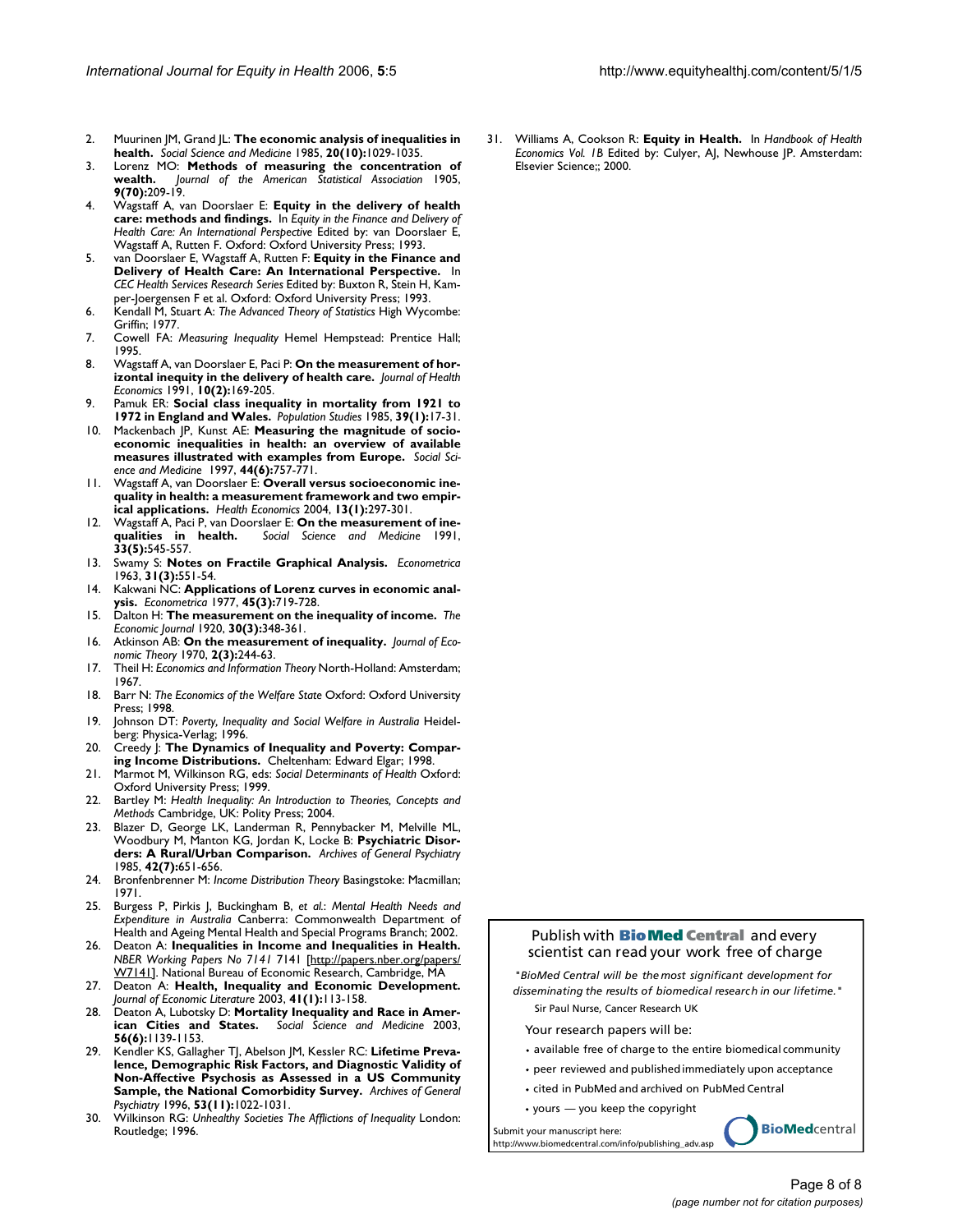2. Muurinen JM, Grand JL: **The economic analysis of inequalities in health.** *Social Science and Medicine* 1985, **20(10):**1029-1035.
3. Lorenz MO: **Methods of measuring the concentration of wealth.** *Journal of the American Statistical Association* 1905, **9(70):**209-19.
4. Wagstaff A, van Doorslaer E: **Equity in the delivery of health care: methods and findings.** In *Equity in the Finance and Delivery of Health Care: An International Perspective* Edited by: van Doorslaer E, Wagstaff A, Rutten F. Oxford: Oxford University Press; 1993.
5. van Doorslaer E, Wagstaff A, Rutten F: **Equity in the Finance and Delivery of Health Care: An International Perspective.** In *CEC Health Services Research Series* Edited by: Buxton R, Stein H, Kamper-Joergensen F et al. Oxford: Oxford University Press; 1993.
6. Kendall M, Stuart A: *The Advanced Theory of Statistics* High Wycombe: Griffin; 1977.
7. Cowell FA: *Measuring Inequality* Hemel Hempstead: Prentice Hall; 1995.
8. Wagstaff A, van Doorslaer E, Paci P: **On the measurement of horizontal inequity in the delivery of health care.** *Journal of Health Economics* 1991, **10(2):**169-205.
9. Pamuk ER: **Social class inequality in mortality from 1921 to 1972 in England and Wales.** *Population Studies* 1985, **39(1):**17-31.
10. Mackenbach JP, Kunst AE: **Measuring the magnitude of socio-economic inequalities in health: an overview of available measures illustrated with examples from Europe.** *Social Science and Medicine* 1997, **44(6):**757-771.
11. Wagstaff A, van Doorslaer E: **Overall versus socioeconomic inequality in health: a measurement framework and two empirical applications.** *Health Economics* 2004, **13(1):**297-301.
12. Wagstaff A, Paci P, van Doorslaer E: **On the measurement of inequalities in health.** *Social Science and Medicine* 1991, **33(5):**545-557.
13. Swamy S: **Notes on Fractile Graphical Analysis.** *Econometrica* 1963, **31(3):**551-54.
14. Kakwani NC: **Applications of Lorenz curves in economic analysis.** *Econometrica* 1977, **45(3):**719-728.
15. Dalton H: **The measurement on the inequality of income.** *The Economic Journal* 1920, **30(3):**348-361.
16. Atkinson AB: **On the measurement of inequality.** *Journal of Economic Theory* 1970, **2(3):**244-63.
17. Theil H: *Economics and Information Theory* North-Holland: Amsterdam; 1967.
18. Barr N: *The Economics of the Welfare State* Oxford: Oxford University Press; 1998.
19. Johnson DT: *Poverty, Inequality and Social Welfare in Australia* Heidelberg: Physica-Verlag; 1996.
20. Creedy J: **The Dynamics of Inequality and Poverty: Comparing Income Distributions.** Cheltenham: Edward Elgar; 1998.
21. Marmot M, Wilkinson RG, eds: *Social Determinants of Health* Oxford: Oxford University Press; 1999.
22. Bartley M: *Health Inequality: An Introduction to Theories, Concepts and Methods* Cambridge, UK: Polity Press; 2004.
23. Blazer D, George LK, Landerman R, Pennybacker M, Melville ML, Woodbury M, Manton KG, Jordan K, Locke B: **Psychiatric Disorders: A Rural/Urban Comparison.** *Archives of General Psychiatry* 1985, **42(7):**651-656.
24. Bronfenbrenner M: *Income Distribution Theory* Basingstoke: Macmillan; 1971.
25. Burgess P, Pirkis J, Buckingham B, *et al.*: *Mental Health Needs and Expenditure in Australia* Canberra: Commonwealth Department of Health and Ageing Mental Health and Special Programs Branch; 2002.
26. Deaton A: **Inequalities in Income and Inequalities in Health.** *NBER Working Papers No 7141* 7141 [http://papers.nber.org/papers/W7141]. National Bureau of Economic Research, Cambridge, MA
27. Deaton A: **Health, Inequality and Economic Development.** *Journal of Economic Literature* 2003, **41(1):**113-158.
28. Deaton A, Lubotsky D: **Mortality Inequality and Race in American Cities and States.** *Social Science and Medicine* 2003, **56(6):**1139-1153.
29. Kendler KS, Gallagher TJ, Abelson JM, Kessler RC: **Lifetime Prevalence, Demographic Risk Factors, and Diagnostic Validity of Non-Affective Psychosis as Assessed in a US Community Sample, the National Comorbidity Survey.** *Archives of General Psychiatry* 1996, **53(11):**1022-1031.
30. Wilkinson RG: *Unhealthy Societies The Afflictions of Inequality* London: Routledge; 1996.
31. Williams A, Cookson R: **Equity in Health.** In *Handbook of Health Economics Vol. 1B* Edited by: Culyer, AJ, Newhouse JP. Amsterdam: Elsevier Science;; 2000.

Publish with **BioMed Central** and every scientist can read your work free of charge

*"BioMed Central will be the most significant development for disseminating the results of biomedical research in our lifetime."*

Sir Paul Nurse, Cancer Research UK

Your research papers will be:

- available free of charge to the entire biomedical community
- peer reviewed and published immediately upon acceptance
- cited in PubMed and archived on PubMed Central
- yours — you keep the copyright

Submit your manuscript here:
http://www.biomedcentral.com/info/publishing_adv.asp

**BioMed**central